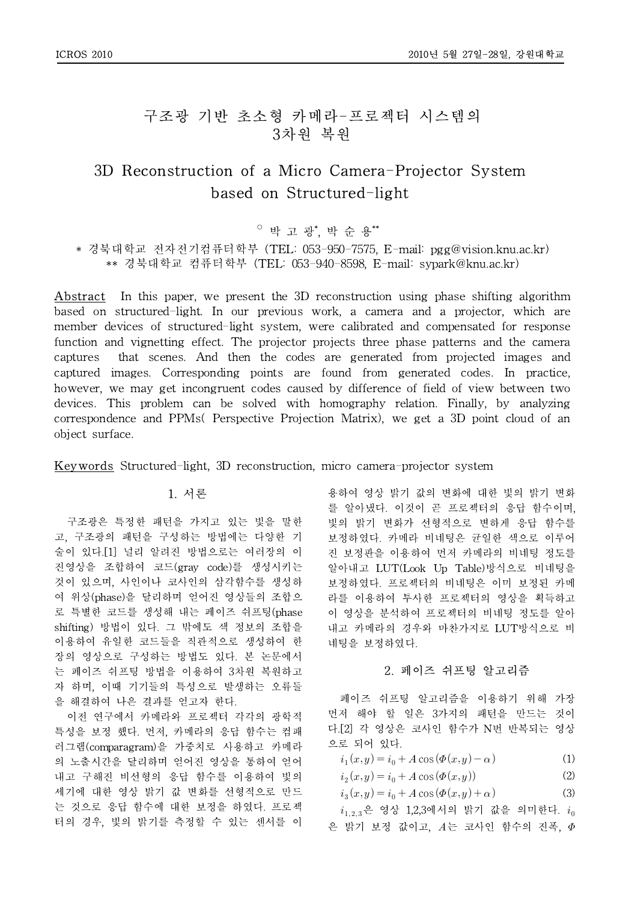# 구조광 기반 초소형 카메라-프로젝터 시스템의 3차원 복원

# 3D Reconstruction of a Micro Camera-Projector System based on Structured-light

○ 박 고 광*, 박 순 용**

\* 경북대학교 전자전기컴퓨터학부 (TEL: 053-950-7575, E-mail: pgg@vision.knu.ac.kr)
\*\* 경북대학교 컴퓨터학부 (TEL: 053-940-8598, E-mail: sypark@knu.ac.kr)

Abstract In this paper, we present the 3D reconstruction using phase shifting algorithm based on structured-light. In our previous work, a camera and a projector, which are member devices of structured-light system, were calibrated and compensated for response function and vignetting effect. The projector projects three phase patterns and the camera captures that scenes. And then the codes are generated from projected images and captured images. Corresponding points are found from generated codes. In practice, however, we may get incongruent codes caused by difference of field of view between two devices. This problem can be solved with homography relation. Finally, by analyzing correspondence and PPMs( Perspective Projection Matrix), we get a 3D point cloud of an object surface.

Keywords Structured-light, 3D reconstruction, micro camera-projector system

## 1. 서론

구조광은 특정한 패턴을 가지고 있는 빛을 말한고, 구조광의 패턴을 구성하는 방법에는 다양한 기술이 있다.[1] 널리 알려진 방법으로는 여러장의 이진영상을 조합하여 코드(gray code)를 생성시키는 것이 있으며, 사인이나 코사인의 삼각함수를 생성하여 위상(phase)을 달리하며 얻어진 영상들의 조합으로 특별한 코드를 생성해 내는 페이즈 쉬프팅(phase shifting) 방법이 있다. 그 밖에도 색 정보의 조합을 이용하여 유일한 코드들을 직관적으로 생성하여 한 장의 영상으로 구성하는 방법도 있다. 본 논문에서는 페이즈 쉬프팅 방법을 이용하여 3차원 복원하고자 하며, 이때 기기들의 특성으로 발생하는 오류들을 해결하여 나은 결과를 얻고자 한다.

이전 연구에서 카메라와 프로젝터 각각의 광학적 특성을 보정 했다. 먼저, 카메라의 응답 함수는 컴패러그램(comparagram)을 가중치로 사용하고 카메라의 노출시간을 달리하며 얻어진 영상을 통하여 얻어내고 구해진 비선형의 응답 함수를 이용하여 빛의 세기에 대한 영상 밝기 값 변화를 선형적으로 만드는 것으로 응답 함수에 대한 보정을 하였다. 프로젝터의 경우, 빛의 밝기를 측정할 수 있는 센서를 이용하여 영상 밝기 값의 변화에 대한 빛의 밝기 변화를 알아냈다. 이것이 곧 프로젝터의 응답 함수이며, 빛의 밝기 변화가 선형적으로 변하게 응답 함수를 보정하였다. 카메라 비네팅은 균일한 색으로 이루어진 보정판을 이용하여 먼저 카메라의 비네팅 정도를 알아내고 LUT(Look Up Table)방식으로 비네팅을 보정하였다. 프로젝터의 비네팅은 이미 보정된 카메라를 이용하여 투사한 프로젝터의 영상을 획득하고 이 영상을 분석하여 프로젝터의 비네팅 정도를 알아내고 카메라의 경우와 마찬가지로 LUT방식으로 비네팅을 보정하였다.

## 2. 페이즈 쉬프팅 알고리즘

페이즈 쉬프팅 알고리즘을 이용하기 위해 가장 먼저 해야 할 일은 3가지의 패턴을 만드는 것이다.[2] 각 영상은 코사인 함수가 N번 반복되는 영상으로 되어 있다.

$$i_1(x,y) = i_0 + A\cos(\Phi(x,y) - \alpha) \tag{1}$$

$$i_2(x,y) = i_0 + A\cos(\Phi(x,y)) \tag{2}$$

$$i_3(x,y) = i_0 + A\cos(\Phi(x,y) + \alpha) \tag{3}$$

$i_{1,2,3}$은 영상 1,2,3에서의 밝기 값을 의미한다. $i_0$은 밝기 보정 값이고, $A$는 코사인 함수의 진폭, $\Phi$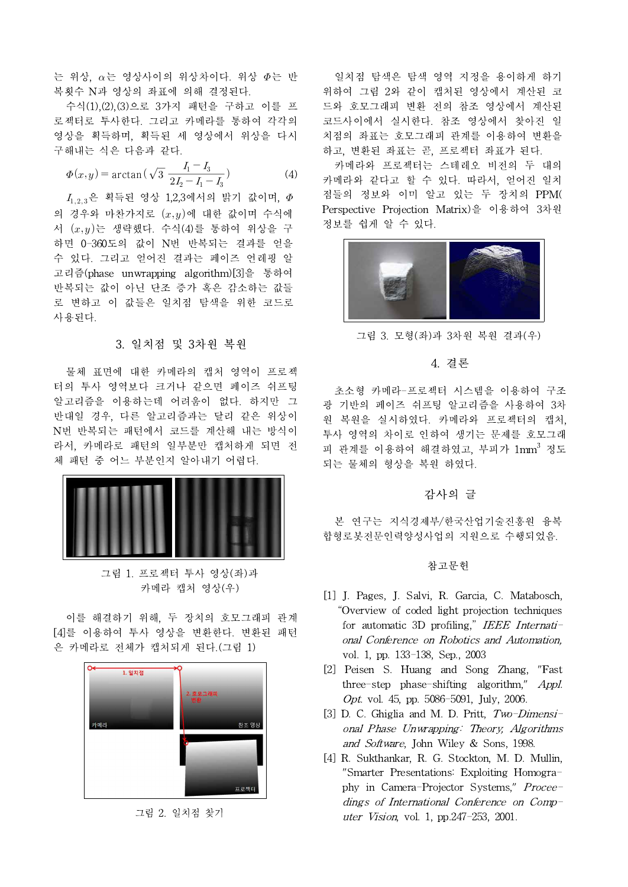는 위상, $\alpha$는 영상사이의 위상차이다. 위상 $\Phi$는 반복횟수 N과 영상의 좌표에 의해 결정된다.

수식(1),(2),(3)으로 3가지 패턴을 구하고 이를 프로젝터로 투사한다. 그리고 카메라를 통하여 각각의 영상을 획득하며, 획득된 세 영상에서 위상을 다시 구해내는 식은 다음과 같다.

$$\Phi(x,y) = \arctan\left(\sqrt{3}\,\frac{I_1 - I_3}{2I_2 - I_1 - I_3}\right) \tag{4}$$

$I_{1,2,3}$은 획득된 영상 1,2,3에서의 밝기 값이며, $\Phi$의 경우와 마찬가지로 $(x,y)$에 대한 값이며 수식에서 $(x,y)$는 생략했다. 수식(4)를 통하여 위상을 구하면 0-360도의 값이 N번 반복되는 결과를 얻을 수 있다. 그리고 얻어진 결과는 페이즈 언래핑 알고리즘(phase unwrapping algorithm)[3]을 통하여 반복되는 값이 아닌 단조 증가 혹은 감소하는 값들로 변하고 이 값들은 일치점 탐색을 위한 코드로 사용된다.

## 3. 일치점 및 3차원 복원

물체 표면에 대한 카메라의 캡처 영역이 프로젝터의 투사 영역보다 크거나 같으면 페이즈 쉬프팅 알고리즘을 이용하는데 어려움이 없다. 하지만 그 반대일 경우, 다른 알고리즘과는 달리 같은 위상이 N번 반복되는 패턴에서 코드를 계산해 내는 방식이라서, 카메라로 패턴의 일부분만 캡처하게 되면 전체 패턴 중 어느 부분인지 알아내기 어렵다.

그림 1. 프로젝터 투사 영상(좌)과 카메라 캡처 영상(우)

이를 해결하기 위해, 두 장치의 호모그래피 관계[4]를 이용하여 투사 영상을 변환한다. 변환된 패턴은 카메라로 전체가 캡처되게 된다.(그림 1)

1. 일치점

2. 호모그래피 변환

카메라

참조 영상

프로젝터

그림 2. 일치점 찾기

일치점 탐색은 탐색 영역 지정을 용이하게 하기 위하여 그림 2와 같이 캡처된 영상에서 계산된 코드와 호모그래피 변환 전의 참조 영상에서 계산된 코드사이에서 실시한다. 참조 영상에서 찾아진 일치점의 좌표는 호모그래피 관계를 이용하여 변환을 하고, 변환된 좌표는 곧, 프로젝터 좌표가 된다.

카메라와 프로젝터는 스테레오 비전의 두 대의 카메라와 같다고 할 수 있다. 따라서, 얻어진 일치점들의 정보와 이미 알고 있는 두 장치의 PPM(Perspective Projection Matrix)을 이용하여 3차원 정보를 쉽게 알 수 있다.

그림 3. 모형(좌)과 3차원 복원 결과(우)

## 4. 결론

초소형 카메라-프로젝터 시스템을 이용하여 구조광 기반의 페이즈 쉬프팅 알고리즘을 사용하여 3차원 복원을 실시하였다. 카메라와 프로젝터의 캡처, 투사 영역의 차이로 인하여 생기는 문제를 호모그래피 관계를 이용하여 해결하였고, 부피가 1mm$^3$ 정도되는 물체의 형상을 복원 하였다.

## 감사의 글

본 연구는 지식경제부/한국산업기술진흥원 융복합형로봇전문인력양성사업의 지원으로 수행되었음.

## 참고문헌

[1] J. Pages, J. Salvi, R. Garcia, C. Matabosch, "Overview of coded light projection techniques for automatic 3D profiling," *IEEE International Conference on Robotics and Automation*, vol. 1, pp. 133-138, Sep., 2003

[2] Peisen S. Huang and Song Zhang, "Fast three-step phase-shifting algorithm," *Appl. Opt.* vol. 45, pp. 5086-5091, July, 2006.

[3] D. C. Ghiglia and M. D. Pritt, *Two-Dimensional Phase Unwrapping: Theory, Algorithms and Software*, John Wiley & Sons, 1998.

[4] R. Sukthankar, R. G. Stockton, M. D. Mullin, "Smarter Presentations: Exploiting Homography in Camera-Projector Systems," *Proceedings of International Conference on Computer Vision*, vol. 1, pp.247-253, 2001.